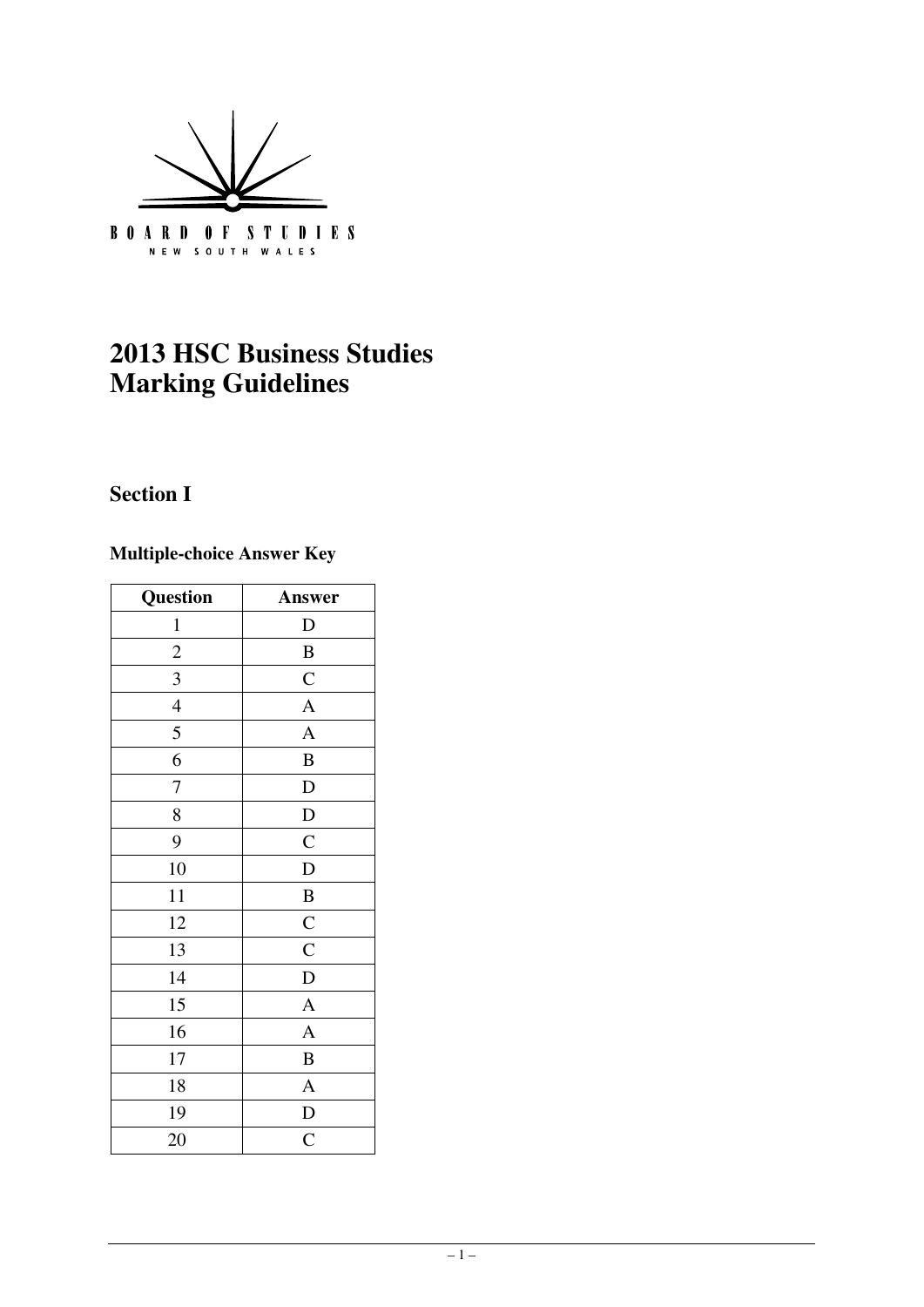BOARD OF STUDIES
NEW SOUTH WALES

# 2013 HSC Business Studies Marking Guidelines

## Section I

### Multiple-choice Answer Key

| Question | Answer |
|---|---|
| 1 | D |
| 2 | B |
| 3 | C |
| 4 | A |
| 5 | A |
| 6 | B |
| 7 | D |
| 8 | D |
| 9 | C |
| 10 | D |
| 11 | B |
| 12 | C |
| 13 | C |
| 14 | D |
| 15 | A |
| 16 | A |
| 17 | B |
| 18 | A |
| 19 | D |
| 20 | C |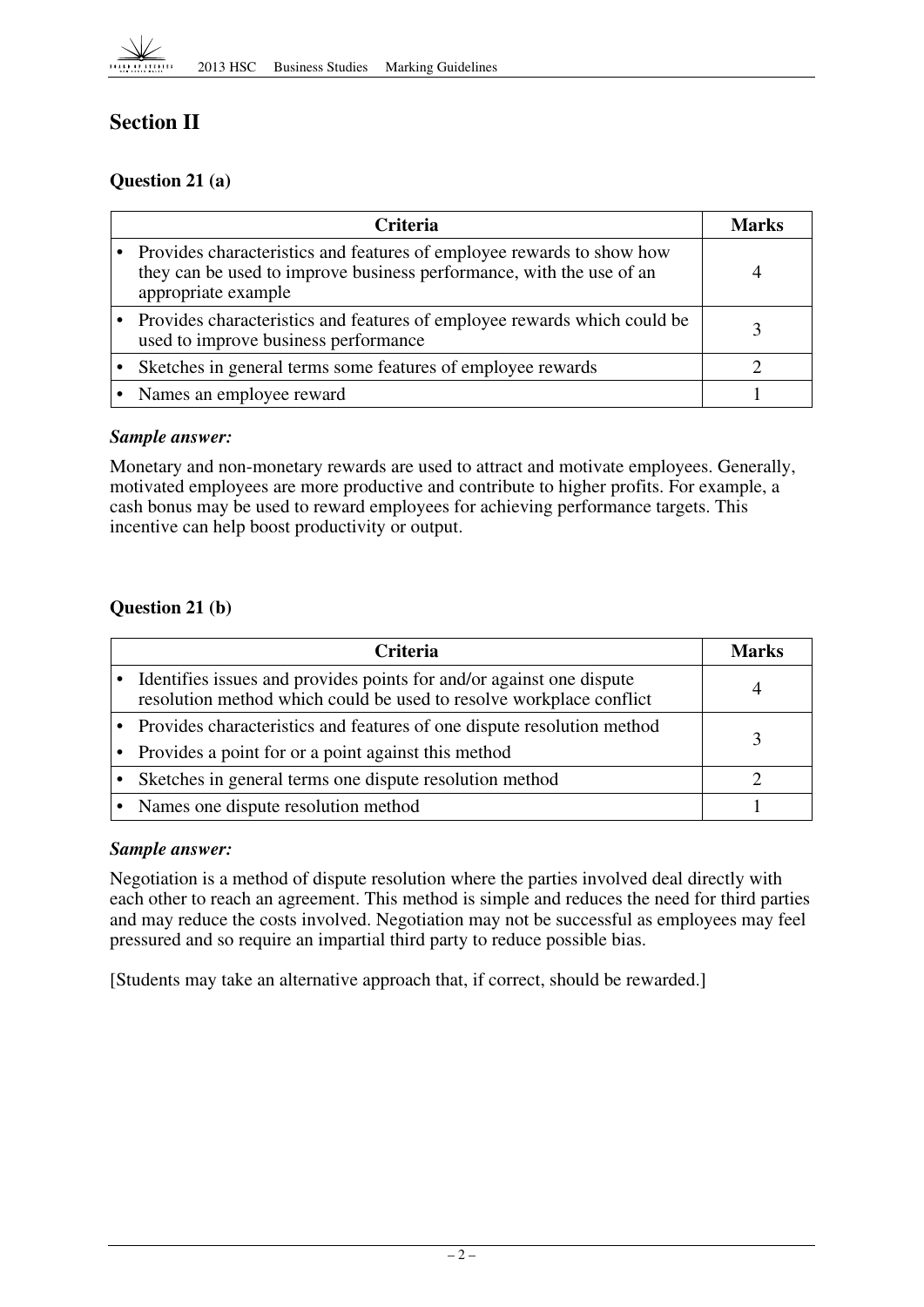## Section II

### Question 21 (a)

| Criteria | Marks |
|---|---|
| • Provides characteristics and features of employee rewards to show how they can be used to improve business performance, with the use of an appropriate example | 4 |
| • Provides characteristics and features of employee rewards which could be used to improve business performance | 3 |
| • Sketches in general terms some features of employee rewards | 2 |
| • Names an employee reward | 1 |

***Sample answer:***

Monetary and non-monetary rewards are used to attract and motivate employees. Generally, motivated employees are more productive and contribute to higher profits. For example, a cash bonus may be used to reward employees for achieving performance targets. This incentive can help boost productivity or output.

### Question 21 (b)

| Criteria | Marks |
|---|---|
| • Identifies issues and provides points for and/or against one dispute resolution method which could be used to resolve workplace conflict | 4 |
| • Provides characteristics and features of one dispute resolution method<br>• Provides a point for or a point against this method | 3 |
| • Sketches in general terms one dispute resolution method | 2 |
| • Names one dispute resolution method | 1 |

***Sample answer:***

Negotiation is a method of dispute resolution where the parties involved deal directly with each other to reach an agreement. This method is simple and reduces the need for third parties and may reduce the costs involved. Negotiation may not be successful as employees may feel pressured and so require an impartial third party to reduce possible bias.

[Students may take an alternative approach that, if correct, should be rewarded.]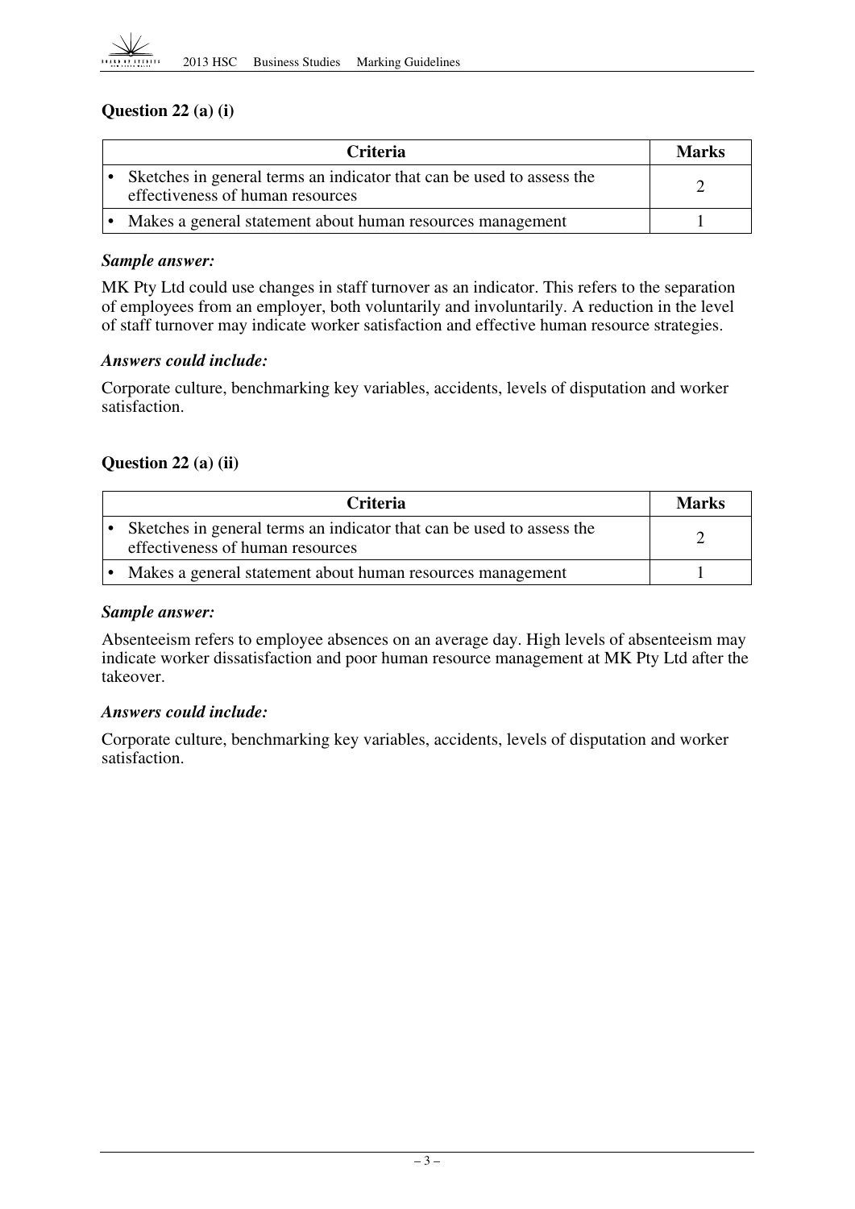### Question 22 (a) (i)

| Criteria | Marks |
|---|---|
| • Sketches in general terms an indicator that can be used to assess the effectiveness of human resources | 2 |
| • Makes a general statement about human resources management | 1 |

***Sample answer:***

MK Pty Ltd could use changes in staff turnover as an indicator. This refers to the separation of employees from an employer, both voluntarily and involuntarily. A reduction in the level of staff turnover may indicate worker satisfaction and effective human resource strategies.

***Answers could include:***

Corporate culture, benchmarking key variables, accidents, levels of disputation and worker satisfaction.

### Question 22 (a) (ii)

| Criteria | Marks |
|---|---|
| • Sketches in general terms an indicator that can be used to assess the effectiveness of human resources | 2 |
| • Makes a general statement about human resources management | 1 |

***Sample answer:***

Absenteeism refers to employee absences on an average day. High levels of absenteeism may indicate worker dissatisfaction and poor human resource management at MK Pty Ltd after the takeover.

***Answers could include:***

Corporate culture, benchmarking key variables, accidents, levels of disputation and worker satisfaction.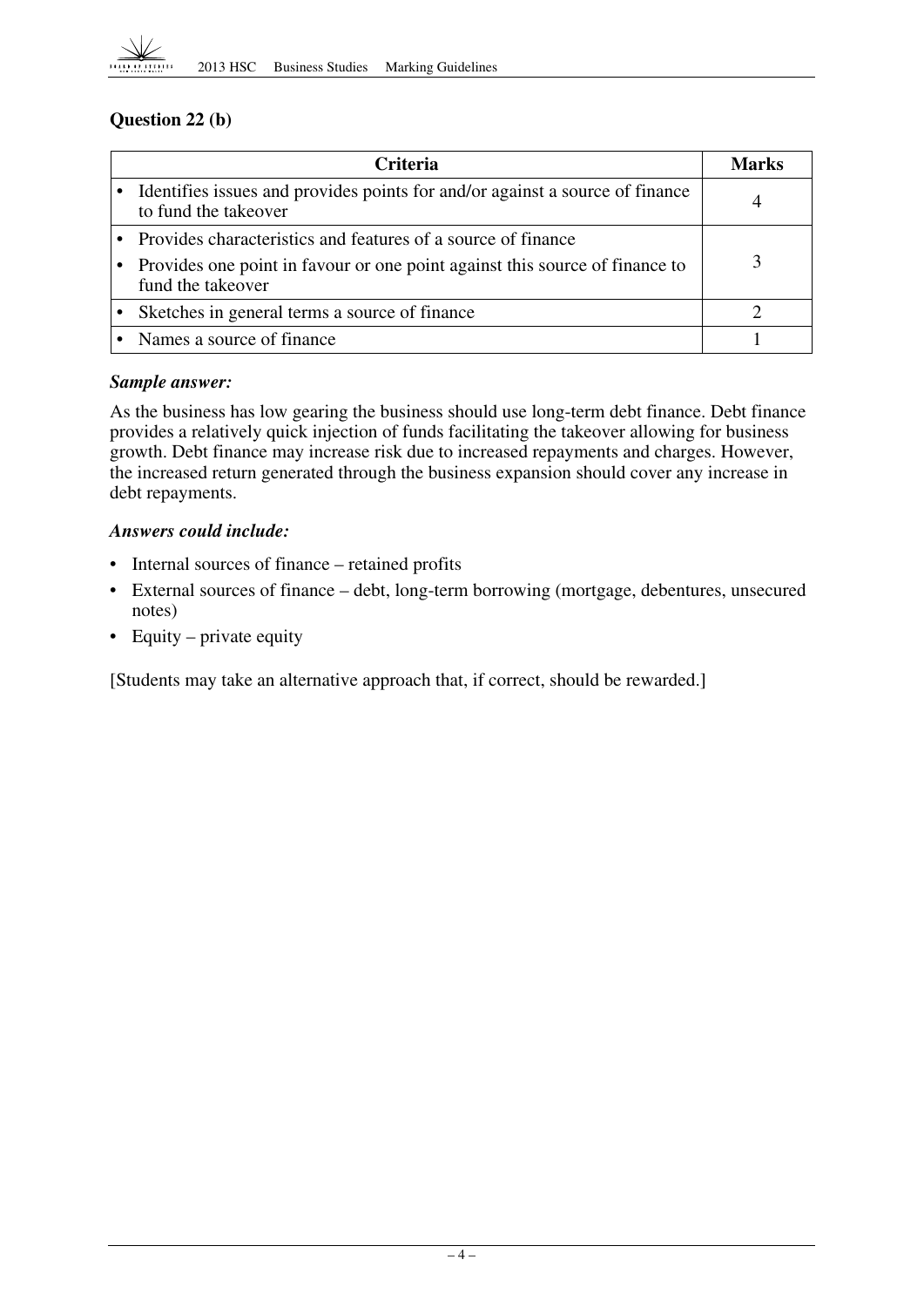### Question 22 (b)

| Criteria | Marks |
|---|---|
| • Identifies issues and provides points for and/or against a source of finance to fund the takeover | 4 |
| • Provides characteristics and features of a source of finance<br>• Provides one point in favour or one point against this source of finance to fund the takeover | 3 |
| • Sketches in general terms a source of finance | 2 |
| • Names a source of finance | 1 |

***Sample answer:***

As the business has low gearing the business should use long-term debt finance. Debt finance provides a relatively quick injection of funds facilitating the takeover allowing for business growth. Debt finance may increase risk due to increased repayments and charges. However, the increased return generated through the business expansion should cover any increase in debt repayments.

***Answers could include:***

- Internal sources of finance – retained profits
- External sources of finance – debt, long-term borrowing (mortgage, debentures, unsecured notes)
- Equity – private equity

[Students may take an alternative approach that, if correct, should be rewarded.]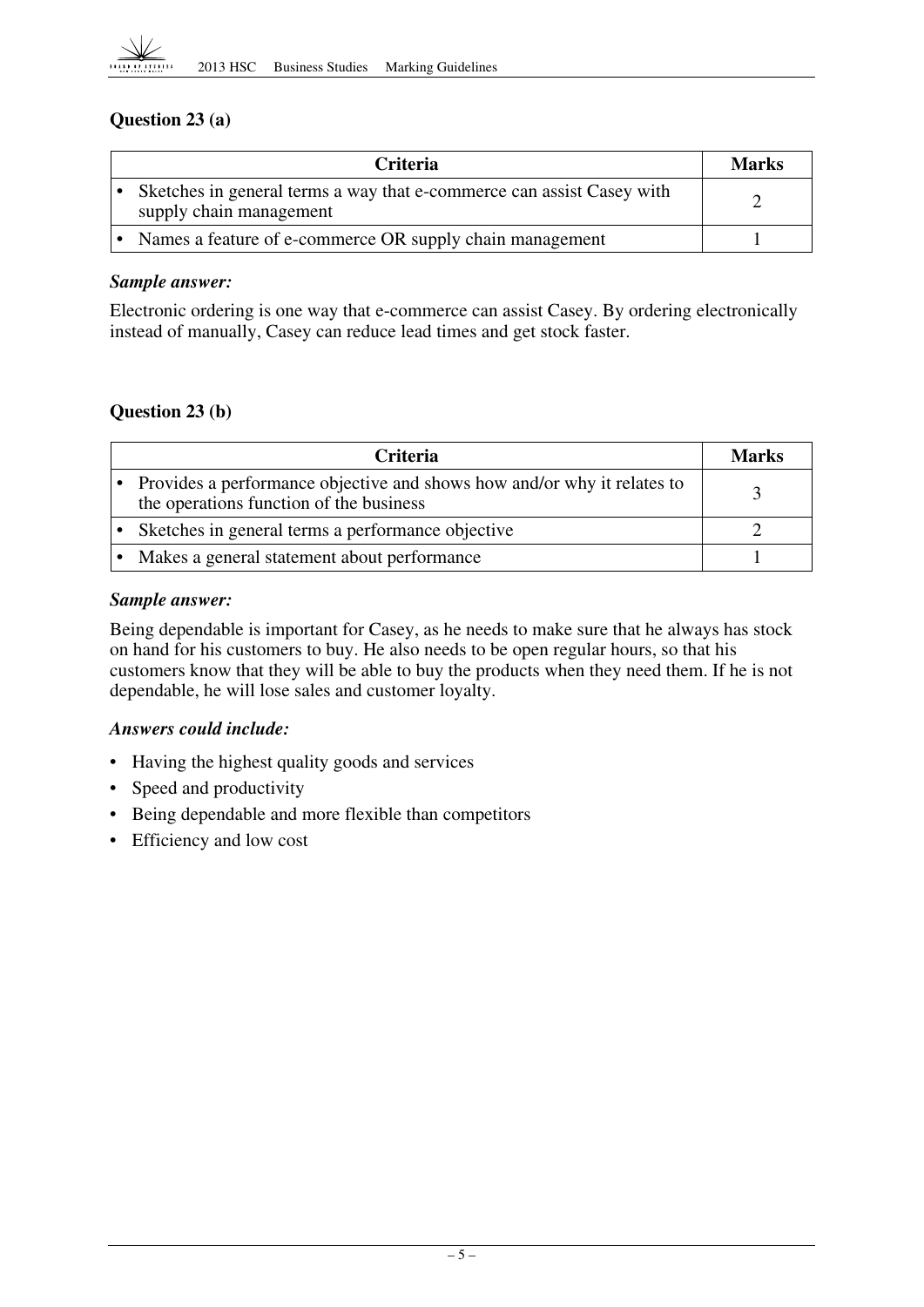### Question 23 (a)

| Criteria | Marks |
|---|---|
| • Sketches in general terms a way that e-commerce can assist Casey with supply chain management | 2 |
| • Names a feature of e-commerce OR supply chain management | 1 |

***Sample answer:***

Electronic ordering is one way that e-commerce can assist Casey. By ordering electronically instead of manually, Casey can reduce lead times and get stock faster.

### Question 23 (b)

| Criteria | Marks |
|---|---|
| • Provides a performance objective and shows how and/or why it relates to the operations function of the business | 3 |
| • Sketches in general terms a performance objective | 2 |
| • Makes a general statement about performance | 1 |

***Sample answer:***

Being dependable is important for Casey, as he needs to make sure that he always has stock on hand for his customers to buy. He also needs to be open regular hours, so that his customers know that they will be able to buy the products when they need them. If he is not dependable, he will lose sales and customer loyalty.

***Answers could include:***

- Having the highest quality goods and services
- Speed and productivity
- Being dependable and more flexible than competitors
- Efficiency and low cost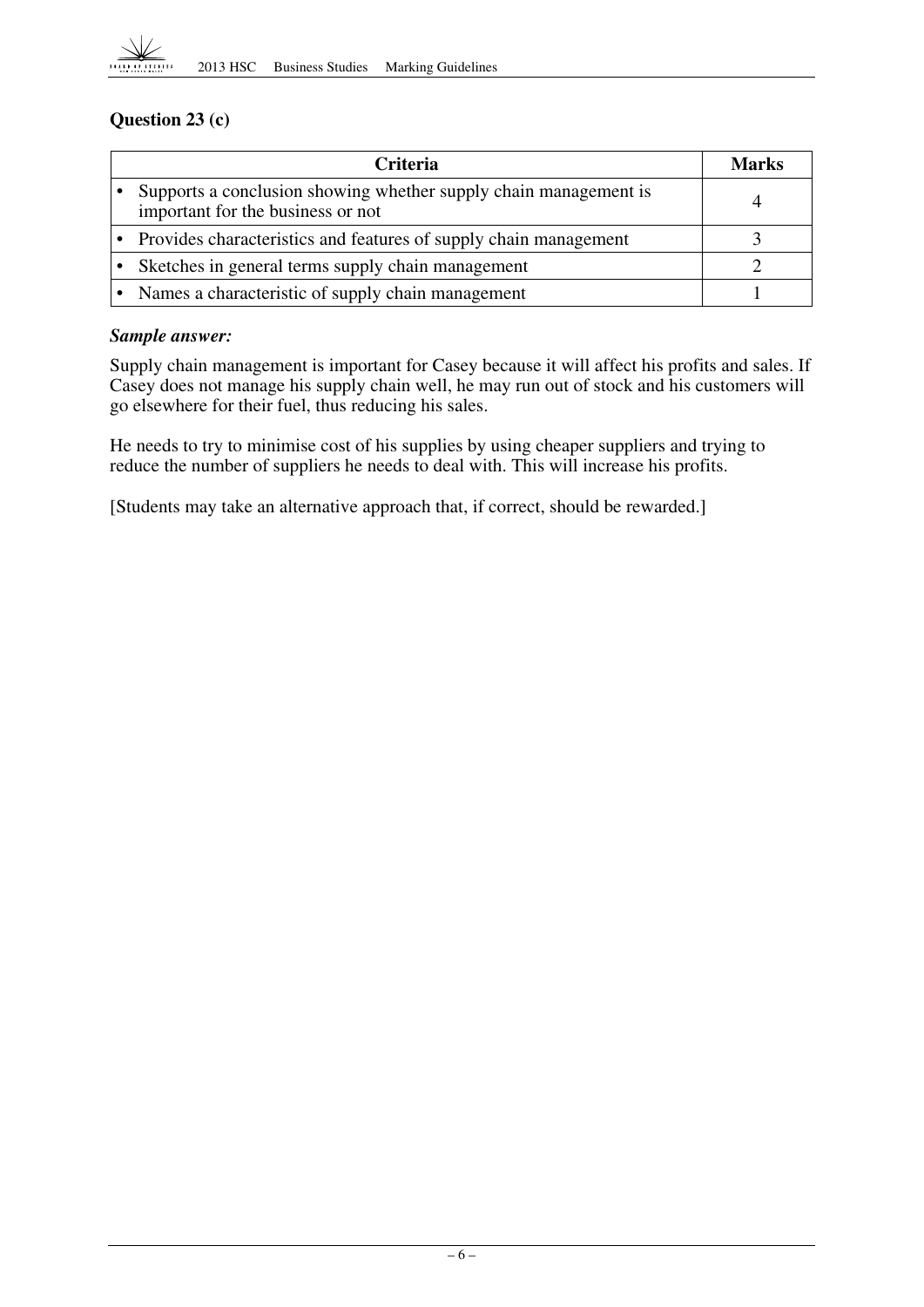## Question 23 (c)

| Criteria | Marks |
|---|---|
| • Supports a conclusion showing whether supply chain management is important for the business or not | 4 |
| • Provides characteristics and features of supply chain management | 3 |
| • Sketches in general terms supply chain management | 2 |
| • Names a characteristic of supply chain management | 1 |

***Sample answer:***

Supply chain management is important for Casey because it will affect his profits and sales. If Casey does not manage his supply chain well, he may run out of stock and his customers will go elsewhere for their fuel, thus reducing his sales.

He needs to try to minimise cost of his supplies by using cheaper suppliers and trying to reduce the number of suppliers he needs to deal with. This will increase his profits.

[Students may take an alternative approach that, if correct, should be rewarded.]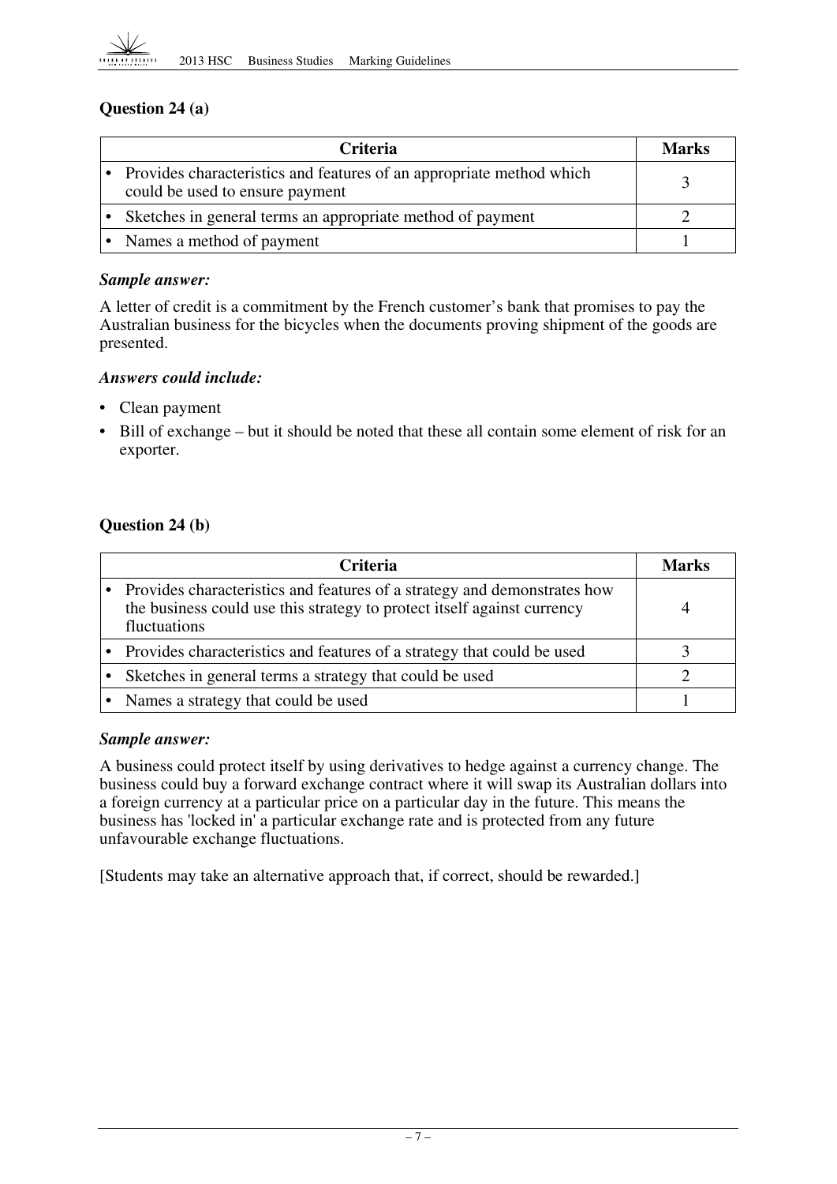### Question 24 (a)

| Criteria | Marks |
|---|---|
| • Provides characteristics and features of an appropriate method which could be used to ensure payment | 3 |
| • Sketches in general terms an appropriate method of payment | 2 |
| • Names a method of payment | 1 |

***Sample answer:***

A letter of credit is a commitment by the French customer's bank that promises to pay the Australian business for the bicycles when the documents proving shipment of the goods are presented.

***Answers could include:***

- Clean payment
- Bill of exchange – but it should be noted that these all contain some element of risk for an exporter.

### Question 24 (b)

| Criteria | Marks |
|---|---|
| • Provides characteristics and features of a strategy and demonstrates how the business could use this strategy to protect itself against currency fluctuations | 4 |
| • Provides characteristics and features of a strategy that could be used | 3 |
| • Sketches in general terms a strategy that could be used | 2 |
| • Names a strategy that could be used | 1 |

***Sample answer:***

A business could protect itself by using derivatives to hedge against a currency change. The business could buy a forward exchange contract where it will swap its Australian dollars into a foreign currency at a particular price on a particular day in the future. This means the business has 'locked in' a particular exchange rate and is protected from any future unfavourable exchange fluctuations.

[Students may take an alternative approach that, if correct, should be rewarded.]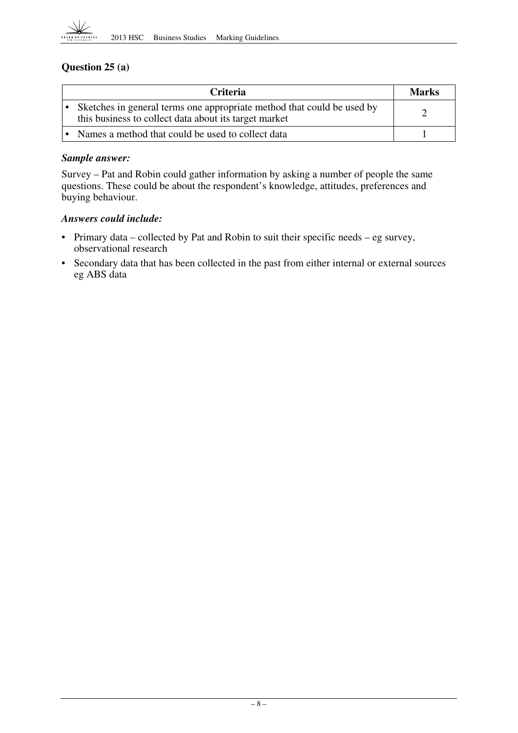### Question 25 (a)

| Criteria | Marks |
|---|---|
| • Sketches in general terms one appropriate method that could be used by this business to collect data about its target market | 2 |
| • Names a method that could be used to collect data | 1 |

***Sample answer:***

Survey – Pat and Robin could gather information by asking a number of people the same questions. These could be about the respondent's knowledge, attitudes, preferences and buying behaviour.

***Answers could include:***

- Primary data – collected by Pat and Robin to suit their specific needs – eg survey, observational research
- Secondary data that has been collected in the past from either internal or external sources eg ABS data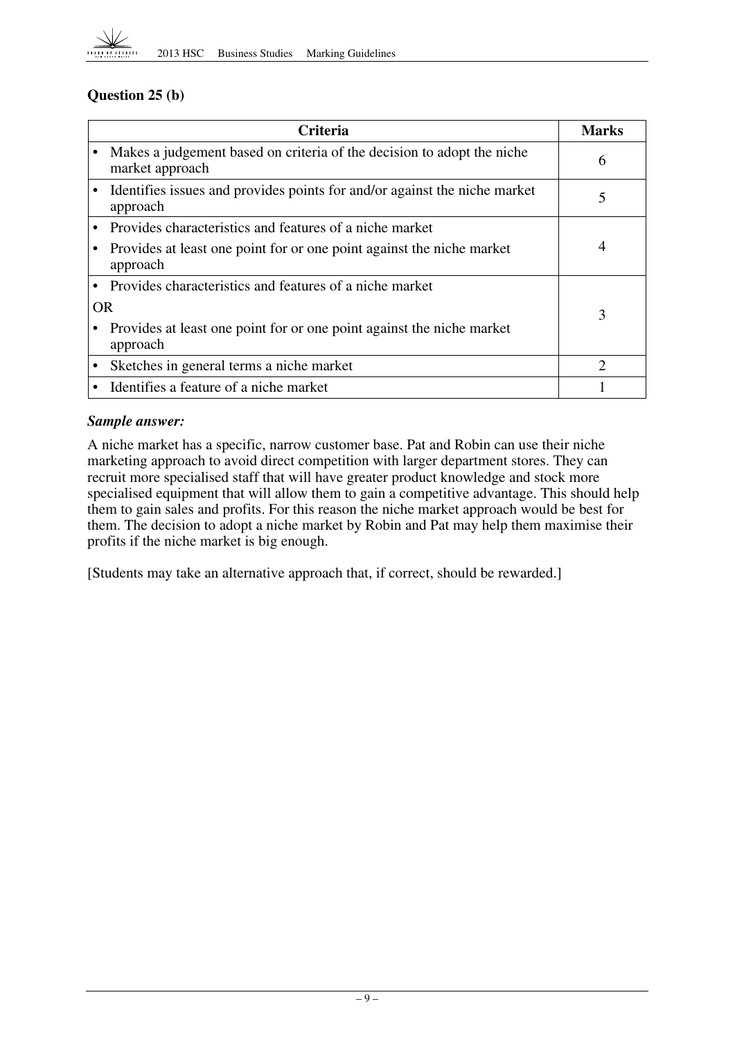## Question 25 (b)

| Criteria | Marks |
|---|---|
| • Makes a judgement based on criteria of the decision to adopt the niche market approach | 6 |
| • Identifies issues and provides points for and/or against the niche market approach | 5 |
| • Provides characteristics and features of a niche market<br>• Provides at least one point for or one point against the niche market approach | 4 |
| • Provides characteristics and features of a niche market<br>OR<br>• Provides at least one point for or one point against the niche market approach | 3 |
| • Sketches in general terms a niche market | 2 |
| • Identifies a feature of a niche market | 1 |

***Sample answer:***

A niche market has a specific, narrow customer base. Pat and Robin can use their niche marketing approach to avoid direct competition with larger department stores. They can recruit more specialised staff that will have greater product knowledge and stock more specialised equipment that will allow them to gain a competitive advantage. This should help them to gain sales and profits. For this reason the niche market approach would be best for them. The decision to adopt a niche market by Robin and Pat may help them maximise their profits if the niche market is big enough.

[Students may take an alternative approach that, if correct, should be rewarded.]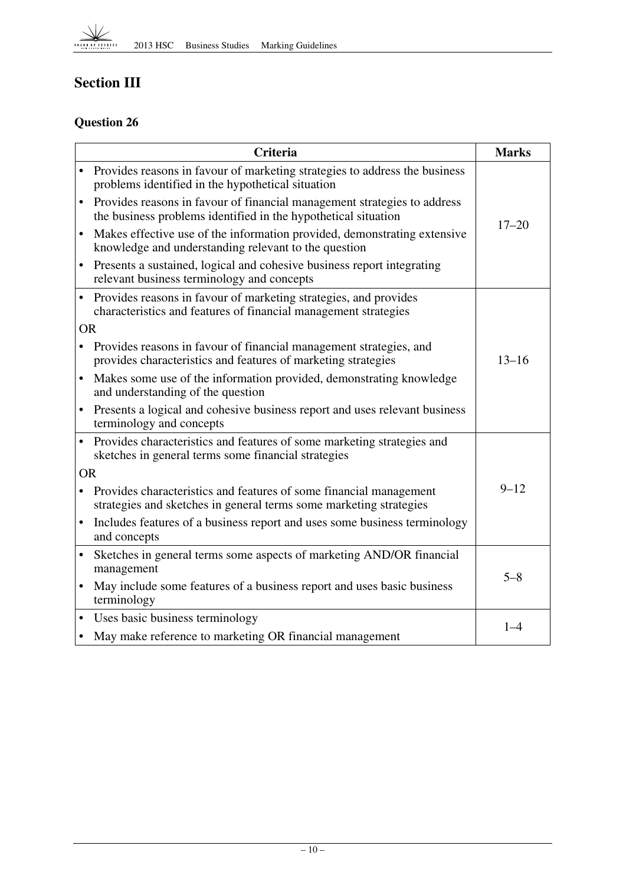## Section III

### Question 26

| Criteria | Marks |
| --- | --- |
| • Provides reasons in favour of marketing strategies to address the business problems identified in the hypothetical situation<br>• Provides reasons in favour of financial management strategies to address the business problems identified in the hypothetical situation<br>• Makes effective use of the information provided, demonstrating extensive knowledge and understanding relevant to the question<br>• Presents a sustained, logical and cohesive business report integrating relevant business terminology and concepts | 17–20 |
| • Provides reasons in favour of marketing strategies, and provides characteristics and features of financial management strategies<br>OR<br>• Provides reasons in favour of financial management strategies, and provides characteristics and features of marketing strategies<br>• Makes some use of the information provided, demonstrating knowledge and understanding of the question<br>• Presents a logical and cohesive business report and uses relevant business terminology and concepts | 13–16 |
| • Provides characteristics and features of some marketing strategies and sketches in general terms some financial strategies<br>OR<br>• Provides characteristics and features of some financial management strategies and sketches in general terms some marketing strategies<br>• Includes features of a business report and uses some business terminology and concepts | 9–12 |
| • Sketches in general terms some aspects of marketing AND/OR financial management<br>• May include some features of a business report and uses basic business terminology | 5–8 |
| • Uses basic business terminology<br>• May make reference to marketing OR financial management | 1–4 |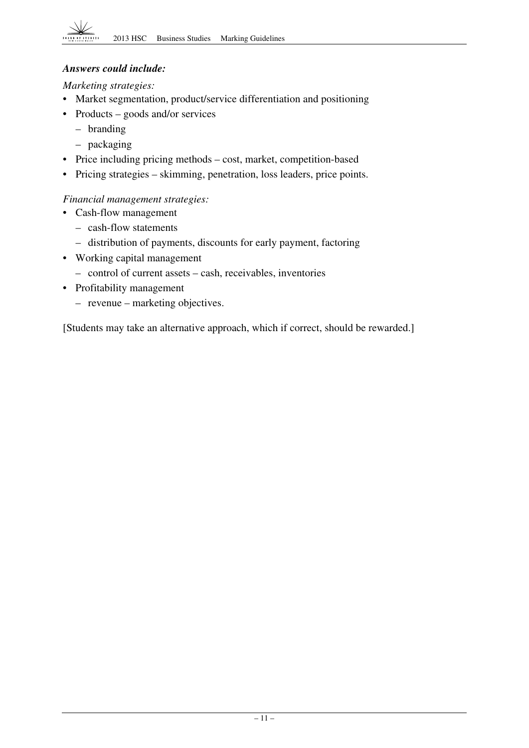***Answers could include:***

*Marketing strategies:*

- Market segmentation, product/service differentiation and positioning
- Products – goods and/or services
  - branding
  - packaging
- Price including pricing methods – cost, market, competition-based
- Pricing strategies – skimming, penetration, loss leaders, price points.

*Financial management strategies:*

- Cash-flow management
  - cash-flow statements
  - distribution of payments, discounts for early payment, factoring
- Working capital management
  - control of current assets – cash, receivables, inventories
- Profitability management
  - revenue – marketing objectives.

[Students may take an alternative approach, which if correct, should be rewarded.]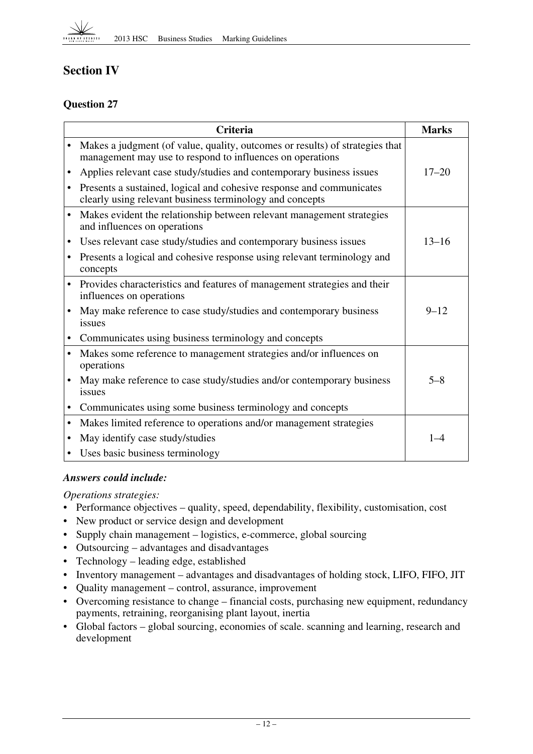## Section IV

### Question 27

| Criteria | Marks |
|---|---|
| • Makes a judgment (of value, quality, outcomes or results) of strategies that management may use to respond to influences on operations<br>• Applies relevant case study/studies and contemporary business issues<br>• Presents a sustained, logical and cohesive response and communicates clearly using relevant business terminology and concepts | 17–20 |
| • Makes evident the relationship between relevant management strategies and influences on operations<br>• Uses relevant case study/studies and contemporary business issues<br>• Presents a logical and cohesive response using relevant terminology and concepts | 13–16 |
| • Provides characteristics and features of management strategies and their influences on operations<br>• May make reference to case study/studies and contemporary business issues<br>• Communicates using business terminology and concepts | 9–12 |
| • Makes some reference to management strategies and/or influences on operations<br>• May make reference to case study/studies and/or contemporary business issues<br>• Communicates using some business terminology and concepts | 5–8 |
| • Makes limited reference to operations and/or management strategies<br>• May identify case study/studies<br>• Uses basic business terminology | 1–4 |

***Answers could include:***

*Operations strategies:*

- Performance objectives – quality, speed, dependability, flexibility, customisation, cost
- New product or service design and development
- Supply chain management – logistics, e-commerce, global sourcing
- Outsourcing – advantages and disadvantages
- Technology – leading edge, established
- Inventory management – advantages and disadvantages of holding stock, LIFO, FIFO, JIT
- Quality management – control, assurance, improvement
- Overcoming resistance to change – financial costs, purchasing new equipment, redundancy payments, retraining, reorganising plant layout, inertia
- Global factors – global sourcing, economies of scale. scanning and learning, research and development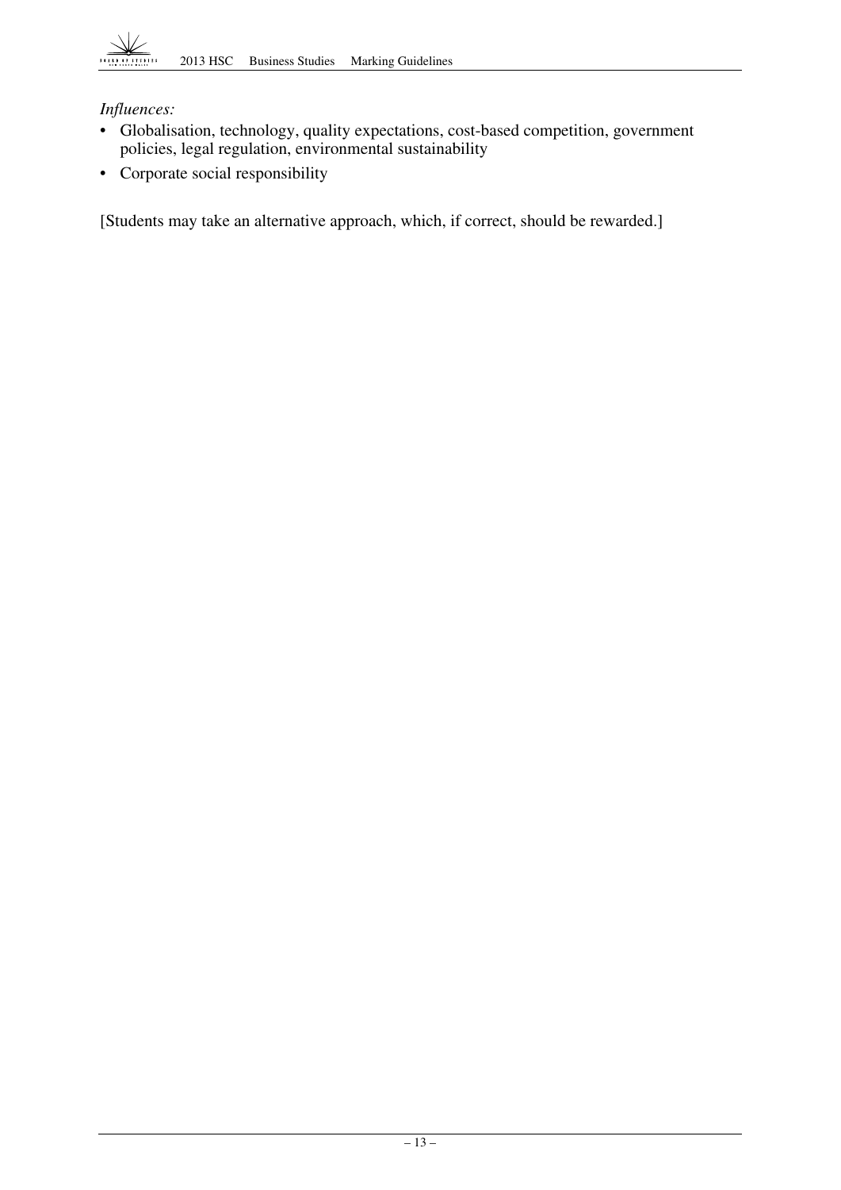*Influences:*

- Globalisation, technology, quality expectations, cost-based competition, government policies, legal regulation, environmental sustainability
- Corporate social responsibility

[Students may take an alternative approach, which, if correct, should be rewarded.]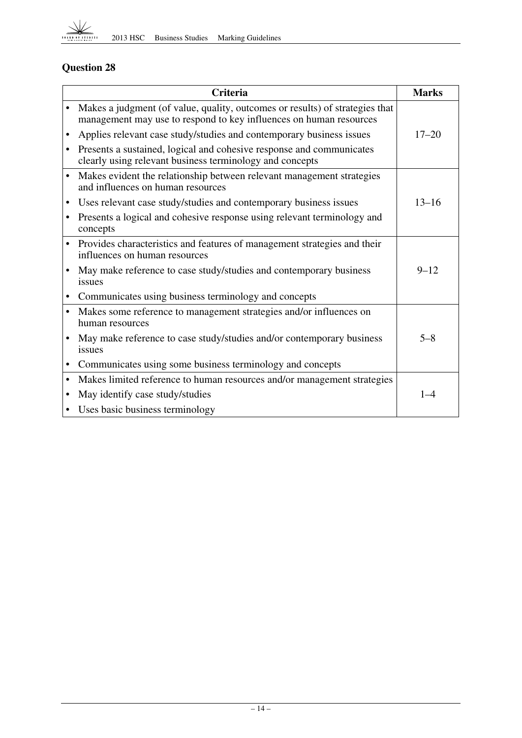## Question 28

| Criteria | Marks |
|---|---|
| • Makes a judgment (of value, quality, outcomes or results) of strategies that management may use to respond to key influences on human resources<br>• Applies relevant case study/studies and contemporary business issues<br>• Presents a sustained, logical and cohesive response and communicates clearly using relevant business terminology and concepts | 17–20 |
| • Makes evident the relationship between relevant management strategies and influences on human resources<br>• Uses relevant case study/studies and contemporary business issues<br>• Presents a logical and cohesive response using relevant terminology and concepts | 13–16 |
| • Provides characteristics and features of management strategies and their influences on human resources<br>• May make reference to case study/studies and contemporary business issues<br>• Communicates using business terminology and concepts | 9–12 |
| • Makes some reference to management strategies and/or influences on human resources<br>• May make reference to case study/studies and/or contemporary business issues<br>• Communicates using some business terminology and concepts | 5–8 |
| • Makes limited reference to human resources and/or management strategies<br>• May identify case study/studies<br>• Uses basic business terminology | 1–4 |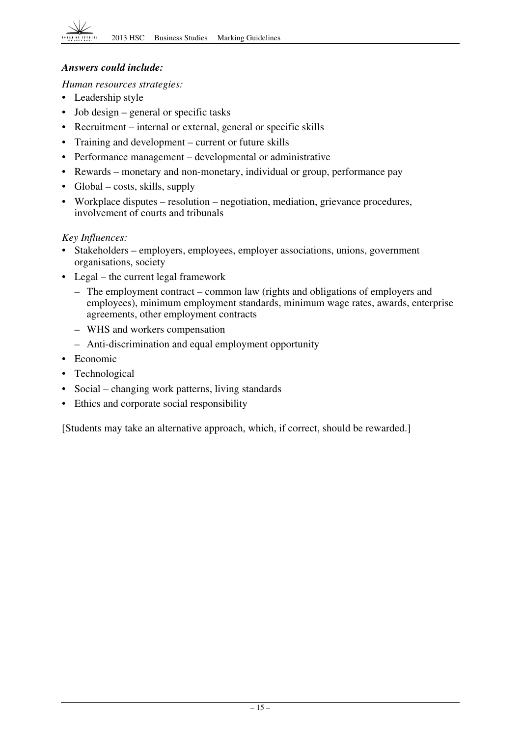***Answers could include:***

*Human resources strategies:*

- Leadership style
- Job design – general or specific tasks
- Recruitment – internal or external, general or specific skills
- Training and development – current or future skills
- Performance management – developmental or administrative
- Rewards – monetary and non-monetary, individual or group, performance pay
- Global – costs, skills, supply
- Workplace disputes – resolution – negotiation, mediation, grievance procedures, involvement of courts and tribunals

*Key Influences:*

- Stakeholders – employers, employees, employer associations, unions, government organisations, society
- Legal – the current legal framework
  - The employment contract – common law (rights and obligations of employers and employees), minimum employment standards, minimum wage rates, awards, enterprise agreements, other employment contracts
  - WHS and workers compensation
  - Anti-discrimination and equal employment opportunity
- Economic
- Technological
- Social – changing work patterns, living standards
- Ethics and corporate social responsibility

[Students may take an alternative approach, which, if correct, should be rewarded.]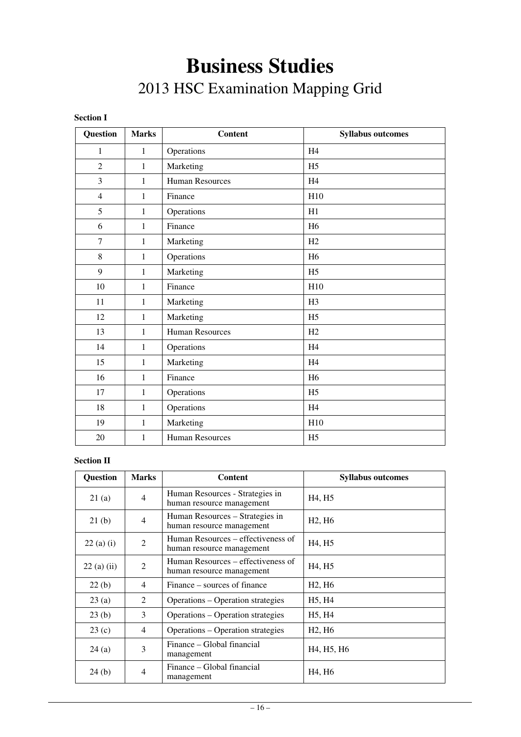# Business Studies

## 2013 HSC Examination Mapping Grid

**Section I**

| Question | Marks | Content | Syllabus outcomes |
|---|---|---|---|
| 1 | 1 | Operations | H4 |
| 2 | 1 | Marketing | H5 |
| 3 | 1 | Human Resources | H4 |
| 4 | 1 | Finance | H10 |
| 5 | 1 | Operations | H1 |
| 6 | 1 | Finance | H6 |
| 7 | 1 | Marketing | H2 |
| 8 | 1 | Operations | H6 |
| 9 | 1 | Marketing | H5 |
| 10 | 1 | Finance | H10 |
| 11 | 1 | Marketing | H3 |
| 12 | 1 | Marketing | H5 |
| 13 | 1 | Human Resources | H2 |
| 14 | 1 | Operations | H4 |
| 15 | 1 | Marketing | H4 |
| 16 | 1 | Finance | H6 |
| 17 | 1 | Operations | H5 |
| 18 | 1 | Operations | H4 |
| 19 | 1 | Marketing | H10 |
| 20 | 1 | Human Resources | H5 |

**Section II**

| Question | Marks | Content | Syllabus outcomes |
|---|---|---|---|
| 21 (a) | 4 | Human Resources - Strategies in human resource management | H4, H5 |
| 21 (b) | 4 | Human Resources – Strategies in human resource management | H2, H6 |
| 22 (a) (i) | 2 | Human Resources – effectiveness of human resource management | H4, H5 |
| 22 (a) (ii) | 2 | Human Resources – effectiveness of human resource management | H4, H5 |
| 22 (b) | 4 | Finance – sources of finance | H2, H6 |
| 23 (a) | 2 | Operations – Operation strategies | H5, H4 |
| 23 (b) | 3 | Operations – Operation strategies | H5, H4 |
| 23 (c) | 4 | Operations – Operation strategies | H2, H6 |
| 24 (a) | 3 | Finance – Global financial management | H4, H5, H6 |
| 24 (b) | 4 | Finance – Global financial management | H4, H6 |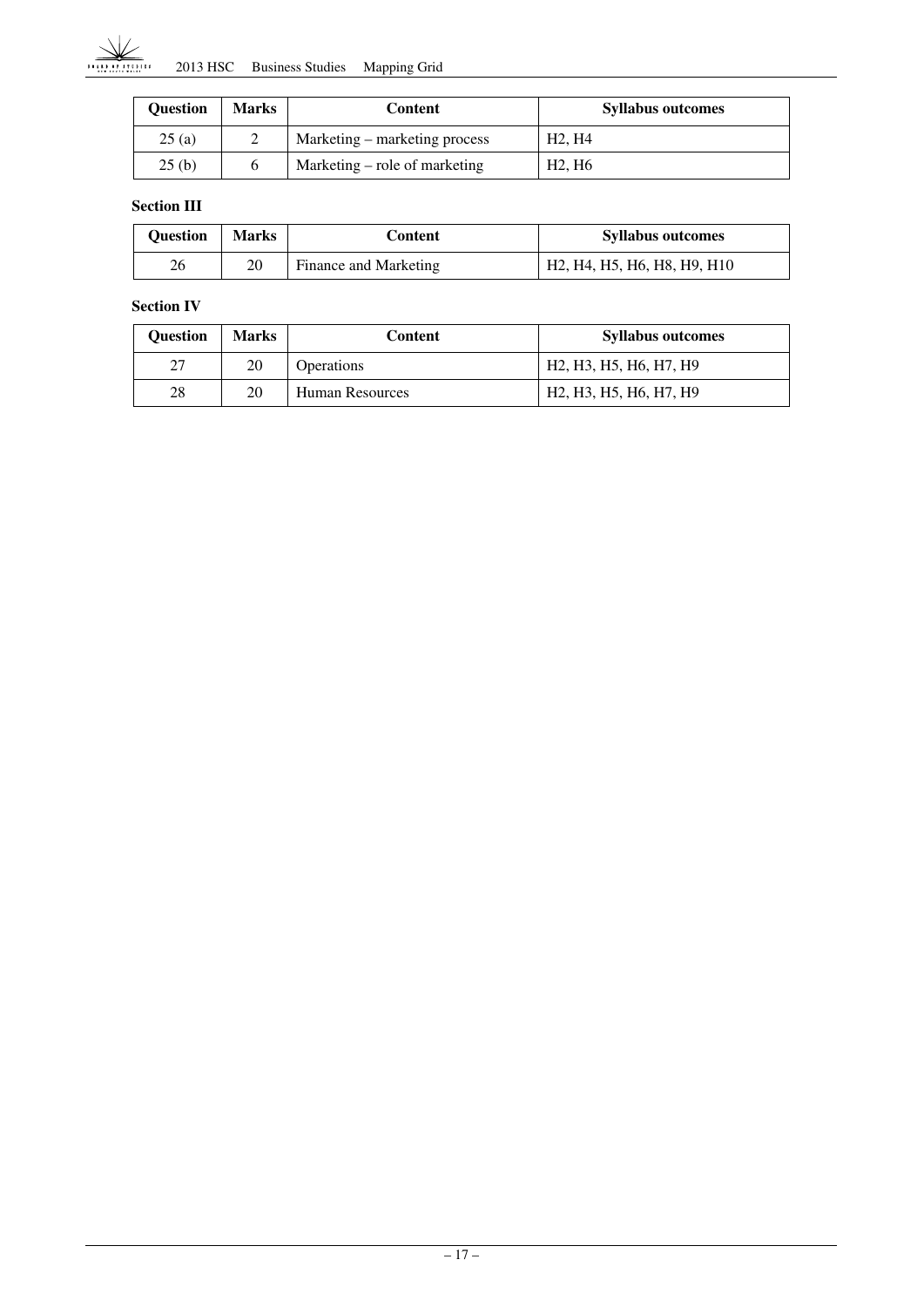| Question | Marks | Content | Syllabus outcomes |
|---|---|---|---|
| 25 (a) | 2 | Marketing – marketing process | H2, H4 |
| 25 (b) | 6 | Marketing – role of marketing | H2, H6 |

**Section III**

| Question | Marks | Content | Syllabus outcomes |
|---|---|---|---|
| 26 | 20 | Finance and Marketing | H2, H4, H5, H6, H8, H9, H10 |

**Section IV**

| Question | Marks | Content | Syllabus outcomes |
|---|---|---|---|
| 27 | 20 | Operations | H2, H3, H5, H6, H7, H9 |
| 28 | 20 | Human Resources | H2, H3, H5, H6, H7, H9 |